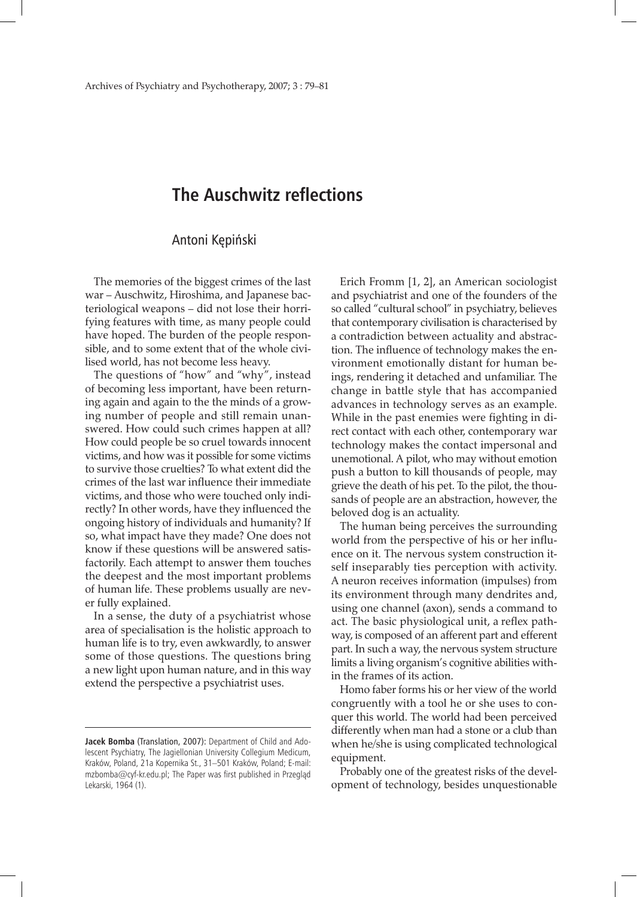# The Auschwitz reflections

## Antoni Kępiński

The memories of the biggest crimes of the last war – Auschwitz, Hiroshima, and Japanese bacteriological weapons – did not lose their horrifying features with time, as many people could have hoped. The burden of the people responsible, and to some extent that of the whole civilised world, has not become less heavy.

The questions of "how" and "why", instead of becoming less important, have been returning again and again to the the minds of a growing number of people and still remain unanswered. How could such crimes happen at all? How could people be so cruel towards innocent victims, and how was it possible for some victims to survive those cruelties? To what extent did the crimes of the last war influence their immediate victims, and those who were touched only indirectly? In other words, have they influenced the ongoing history of individuals and humanity? If so, what impact have they made? One does not know if these questions will be answered satisfactorily. Each attempt to answer them touches the deepest and the most important problems of human life. These problems usually are never fully explained.

In a sense, the duty of a psychiatrist whose area of specialisation is the holistic approach to human life is to try, even awkwardly, to answer some of those questions. The questions bring a new light upon human nature, and in this way extend the perspective a psychiatrist uses.

**Jacek Bomba** (Translation, 2007): Department of Child and Adolescent Psychiatry, The Jagiellonian University Collegium Medicum, Kraków, Poland, 21a Kopernika St., 31–501 Kraków, Poland; E-mail: mzbomba@cyf-kr.edu.pl; The Paper was first published in Przegląd Lekarski, 1964 (1).

Erich Fromm [1, 2], an American sociologist and psychiatrist and one of the founders of the so called "cultural school" in psychiatry, believes that contemporary civilisation is characterised by a contradiction between actuality and abstraction. The influence of technology makes the environment emotionally distant for human beings, rendering it detached and unfamiliar. The change in battle style that has accompanied advances in technology serves as an example. While in the past enemies were fighting in direct contact with each other, contemporary war technology makes the contact impersonal and unemotional. A pilot, who may without emotion push a button to kill thousands of people, may grieve the death of his pet. To the pilot, the thousands of people are an abstraction, however, the beloved dog is an actuality.

The human being perceives the surrounding world from the perspective of his or her influence on it. The nervous system construction itself inseparably ties perception with activity. A neuron receives information (impulses) from its environment through many dendrites and, using one channel (axon), sends a command to act. The basic physiological unit, a reflex pathway, is composed of an afferent part and efferent part. In such a way, the nervous system structure limits a living organism's cognitive abilities within the frames of its action.

Homo faber forms his or her view of the world congruently with a tool he or she uses to conquer this world. The world had been perceived differently when man had a stone or a club than when he/she is using complicated technological equipment.

Probably one of the greatest risks of the development of technology, besides unquestionable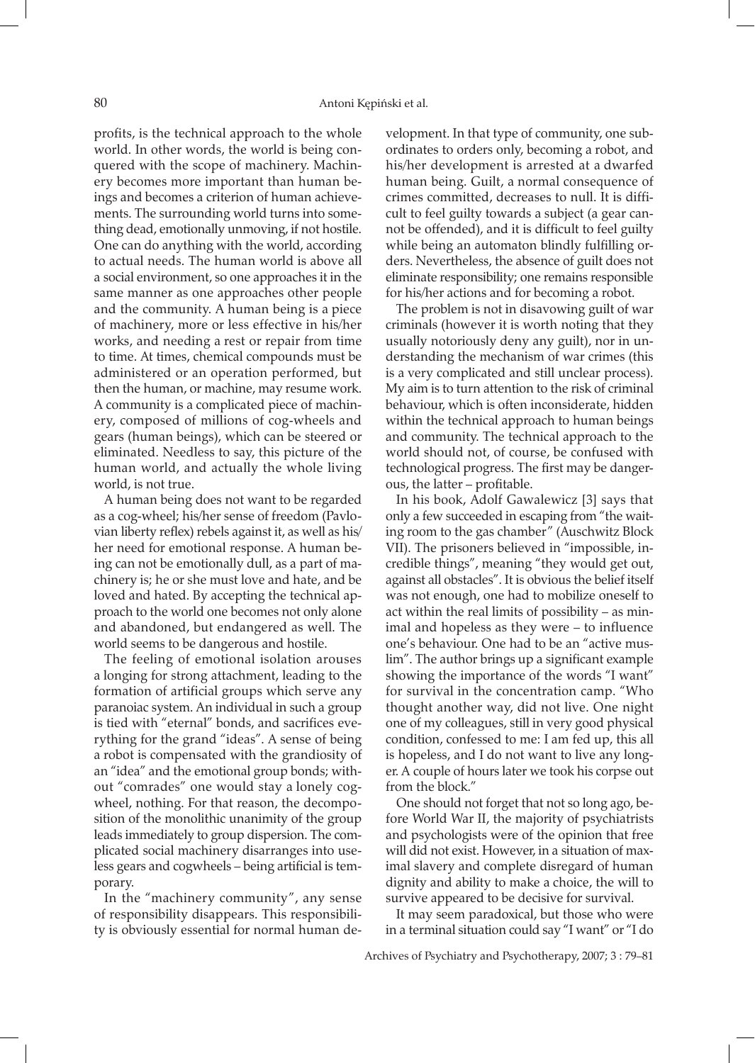profits, is the technical approach to the whole world. In other words, the world is being conquered with the scope of machinery. Machinery becomes more important than human beings and becomes a criterion of human achievements. The surrounding world turns into something dead, emotionally unmoving, if not hostile. One can do anything with the world, according to actual needs. The human world is above all a social environment, so one approaches it in the same manner as one approaches other people and the community. A human being is a piece of machinery, more or less effective in his/her works, and needing a rest or repair from time to time. At times, chemical compounds must be administered or an operation performed, but then the human, or machine, may resume work. A community is a complicated piece of machinery, composed of millions of cog-wheels and gears (human beings), which can be steered or eliminated. Needless to say, this picture of the human world, and actually the whole living world, is not true.

A human being does not want to be regarded as a cog-wheel; his/her sense of freedom (Pavlovian liberty reflex) rebels against it, as well as his/her need for emotional response. A human being can not be emotionally dull, as a part of machinery is; he or she must love and hate, and be loved and hated. By accepting the technical approach to the world one becomes not only alone and abandoned, but endangered as well. The world seems to be dangerous and hostile.

The feeling of emotional isolation arouses a longing for strong attachment, leading to the formation of artificial groups which serve any paranoiac system. An individual in such a group is tied with "eternal" bonds, and sacrifices everything for the grand "ideas". A sense of being a robot is compensated with the grandiosity of an "idea" and the emotional group bonds; without "comrades" one would stay a lonely cogwheel, nothing. For that reason, the decomposition of the monolithic unanimity of the group leads immediately to group dispersion. The complicated social machinery disarranges into useless gears and cogwheels – being artificial is temporary.

In the "machinery community", any sense of responsibility disappears. This responsibility is obviously essential for normal human development. In that type of community, one subordinates to orders only, becoming a robot, and his/her development is arrested at a dwarfed human being. Guilt, a normal consequence of crimes committed, decreases to null. It is difficult to feel guilty towards a subject (a gear cannot be offended), and it is difficult to feel guilty while being an automaton blindly fulfilling orders. Nevertheless, the absence of guilt does not eliminate responsibility; one remains responsible for his/her actions and for becoming a robot.

The problem is not in disavowing guilt of war criminals (however it is worth noting that they usually notoriously deny any guilt), nor in understanding the mechanism of war crimes (this is a very complicated and still unclear process). My aim is to turn attention to the risk of criminal behaviour, which is often inconsiderate, hidden within the technical approach to human beings and community. The technical approach to the world should not, of course, be confused with technological progress. The first may be dangerous, the latter – profitable.

In his book, Adolf Gawalewicz [3] says that only a few succeeded in escaping from "the waiting room to the gas chamber" (Auschwitz Block VII). The prisoners believed in "impossible, incredible things", meaning "they would get out, against all obstacles". It is obvious the belief itself was not enough, one had to mobilize oneself to act within the real limits of possibility – as minimal and hopeless as they were – to influence one's behaviour. One had to be an "active muslim". The author brings up a significant example showing the importance of the words "I want" for survival in the concentration camp. "Who thought another way, did not live. One night one of my colleagues, still in very good physical condition, confessed to me: I am fed up, this all is hopeless, and I do not want to live any longer. A couple of hours later we took his corpse out from the block."

One should not forget that not so long ago, before World War II, the majority of psychiatrists and psychologists were of the opinion that free will did not exist. However, in a situation of maximal slavery and complete disregard of human dignity and ability to make a choice, the will to survive appeared to be decisive for survival.

It may seem paradoxical, but those who were in a terminal situation could say "I want" or "I do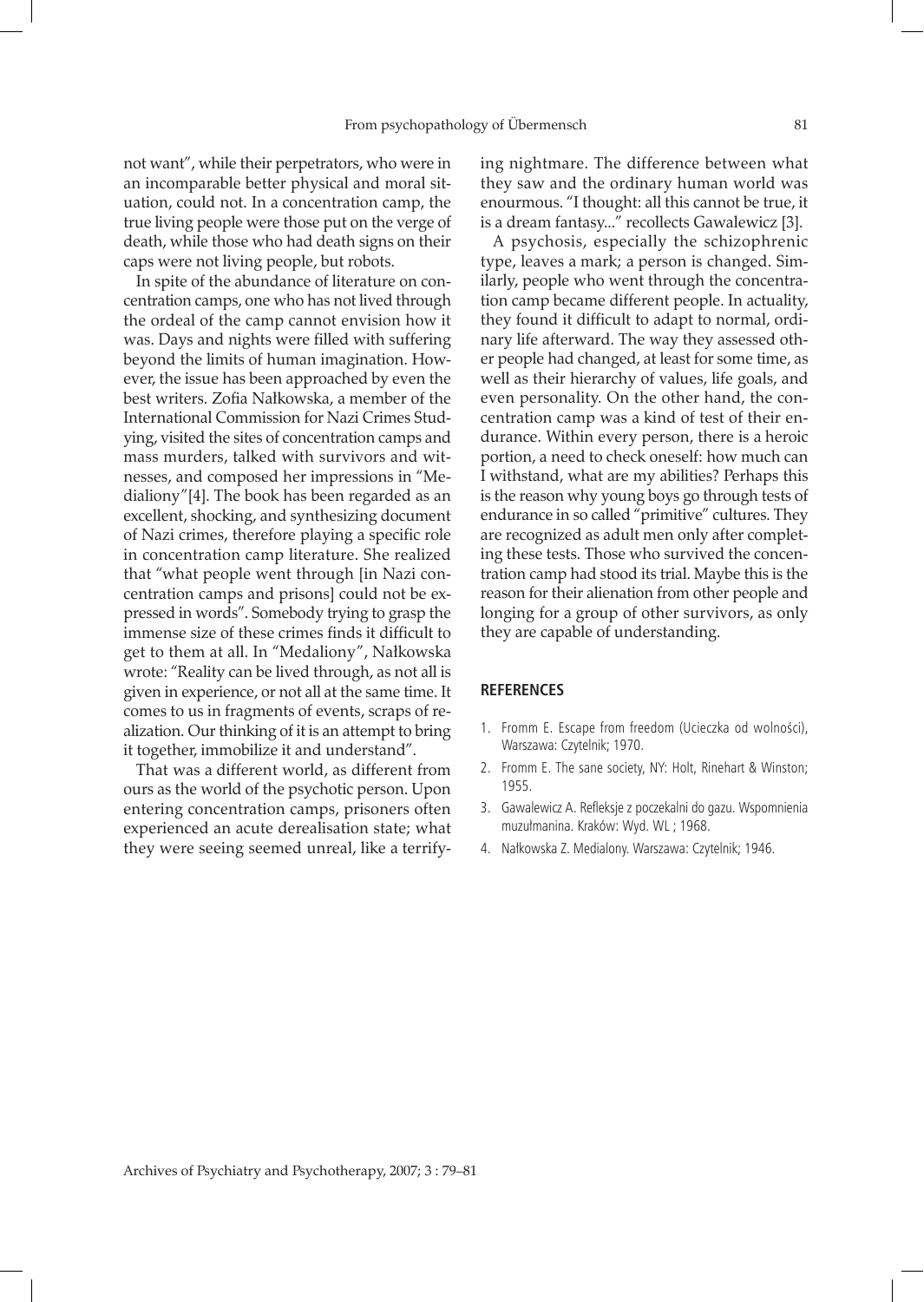not want", while their perpetrators, who were in an incomparable better physical and moral situation, could not. In a concentration camp, the true living people were those put on the verge of death, while those who had death signs on their caps were not living people, but robots.

In spite of the abundance of literature on concentration camps, one who has not lived through the ordeal of the camp cannot envision how it was. Days and nights were filled with suffering beyond the limits of human imagination. However, the issue has been approached by even the best writers. Zofia Nałkowska, a member of the International Commission for Nazi Crimes Studying, visited the sites of concentration camps and mass murders, talked with survivors and witnesses, and composed her impressions in "Medaliony"[4]. The book has been regarded as an excellent, shocking, and synthesizing document of Nazi crimes, therefore playing a specific role in concentration camp literature. She realized that "what people went through [in Nazi concentration camps and prisons] could not be expressed in words". Somebody trying to grasp the immense size of these crimes finds it difficult to get to them at all. In "Medaliony", Nałkowska wrote: "Reality can be lived through, as not all is given in experience, or not all at the same time. It comes to us in fragments of events, scraps of realization. Our thinking of it is an attempt to bring it together, immobilize it and understand".

That was a different world, as different from ours as the world of the psychotic person. Upon entering concentration camps, prisoners often experienced an acute derealisation state; what they were seeing seemed unreal, like a terrifying nightmare. The difference between what they saw and the ordinary human world was enourmous. "I thought: all this cannot be true, it is a dream fantasy..." recollects Gawalewicz [3].

A psychosis, especially the schizophrenic type, leaves a mark; a person is changed. Similarly, people who went through the concentration camp became different people. In actuality, they found it difficult to adapt to normal, ordinary life afterward. The way they assessed other people had changed, at least for some time, as well as their hierarchy of values, life goals, and even personality. On the other hand, the concentration camp was a kind of test of their endurance. Within every person, there is a heroic portion, a need to check oneself: how much can I withstand, what are my abilities? Perhaps this is the reason why young boys go through tests of endurance in so called "primitive" cultures. They are recognized as adult men only after completing these tests. Those who survived the concentration camp had stood its trial. Maybe this is the reason for their alienation from other people and longing for a group of other survivors, as only they are capable of understanding.

## REFERENCES

1. Fromm E. Escape from freedom (Ucieczka od wolności), Warszawa: Czytelnik; 1970.
2. Fromm E. The sane society, NY: Holt, Rinehart & Winston; 1955.
3. Gawalewicz A. Refleksje z poczekalni do gazu. Wspomnienia muzułmanina. Kraków: Wyd. WL ; 1968.
4. Nałkowska Z. Medialony. Warszawa: Czytelnik; 1946.